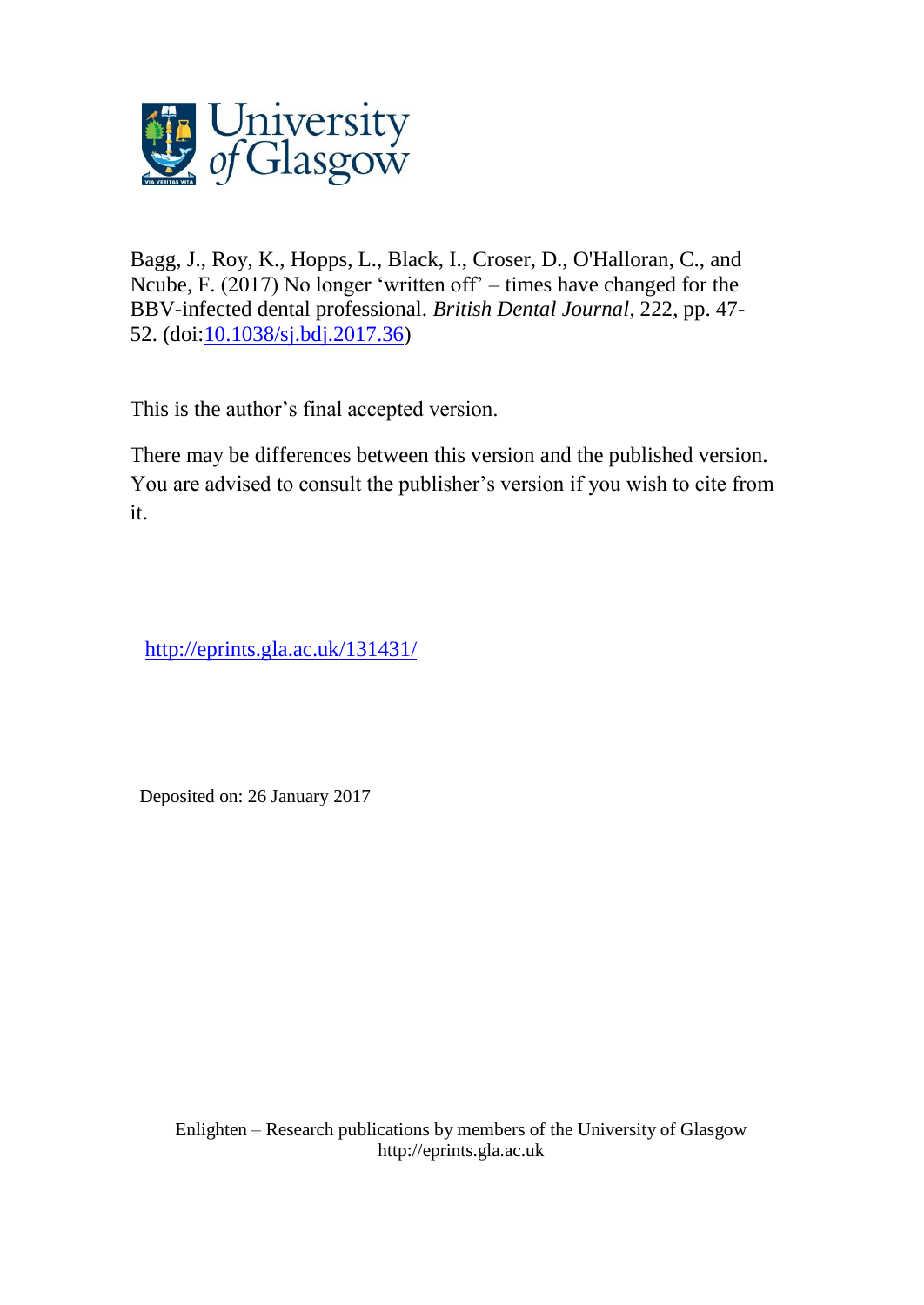Bagg, J., Roy, K., Hopps, L., Black, I., Croser, D., O'Halloran, C., and Ncube, F. (2017) No longer 'written off' – times have changed for the BBV-infected dental professional. *British Dental Journal*, 222, pp. 47-52. (doi:10.1038/sj.bdj.2017.36)

This is the author's final accepted version.

There may be differences between this version and the published version. You are advised to consult the publisher's version if you wish to cite from it.

http://eprints.gla.ac.uk/131431/

Deposited on: 26 January 2017

Enlighten – Research publications by members of the University of Glasgow
http://eprints.gla.ac.uk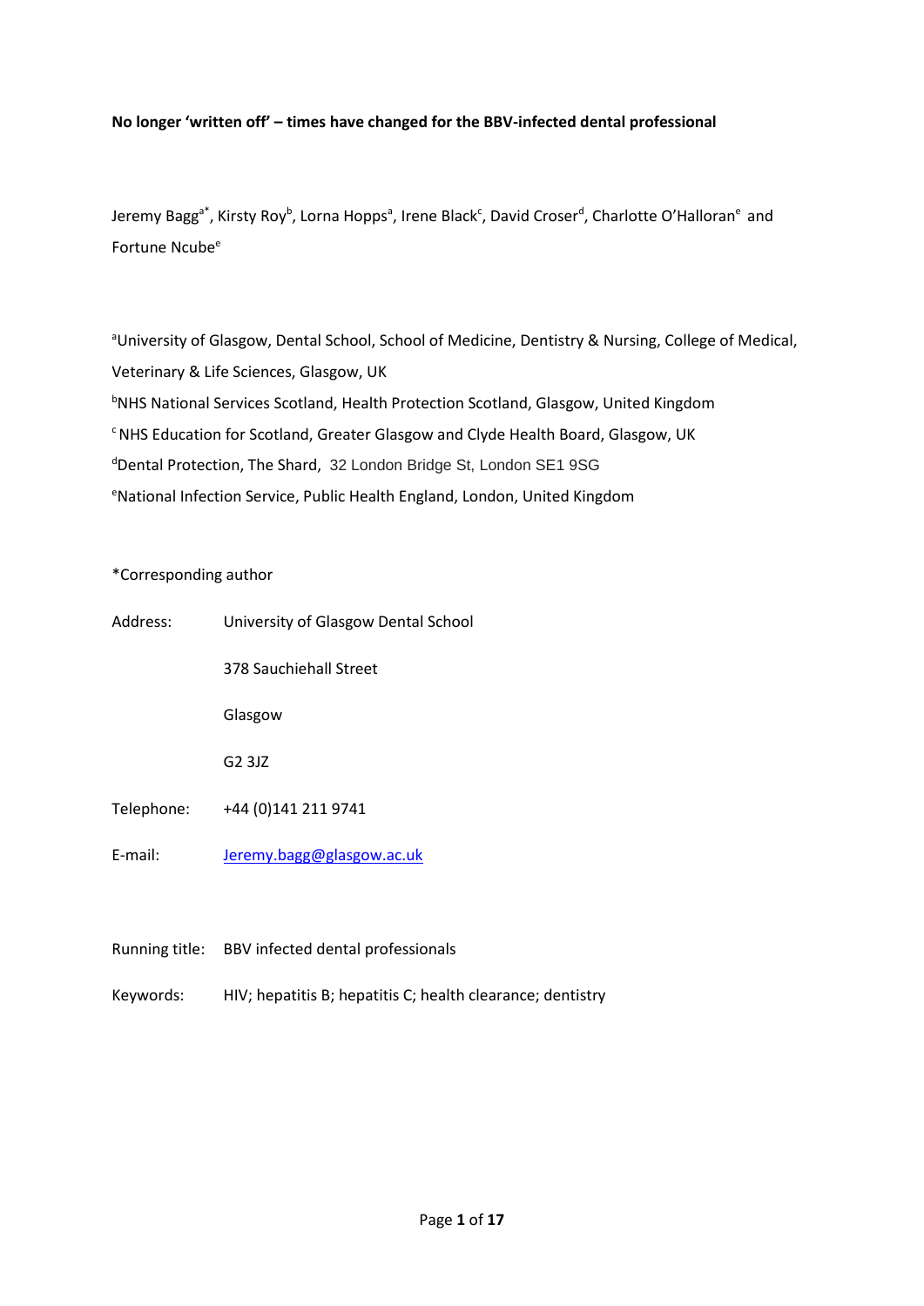**No longer 'written off' – times have changed for the BBV-infected dental professional**

Jeremy Bagg[a*], Kirsty Roy[b], Lorna Hopps[a], Irene Black[c], David Croser[d], Charlotte O'Halloran[e] and Fortune Ncube[e]

[a]University of Glasgow, Dental School, School of Medicine, Dentistry & Nursing, College of Medical, Veterinary & Life Sciences, Glasgow, UK

[b]NHS National Services Scotland, Health Protection Scotland, Glasgow, United Kingdom

[c]NHS Education for Scotland, Greater Glasgow and Clyde Health Board, Glasgow, UK

[d]Dental Protection, The Shard, 32 London Bridge St, London SE1 9SG

[e]National Infection Service, Public Health England, London, United Kingdom

*Corresponding author

Address: University of Glasgow Dental School
378 Sauchiehall Street
Glasgow
G2 3JZ

Telephone: +44 (0)141 211 9741

E-mail: Jeremy.bagg@glasgow.ac.uk

Running title: BBV infected dental professionals

Keywords: HIV; hepatitis B; hepatitis C; health clearance; dentistry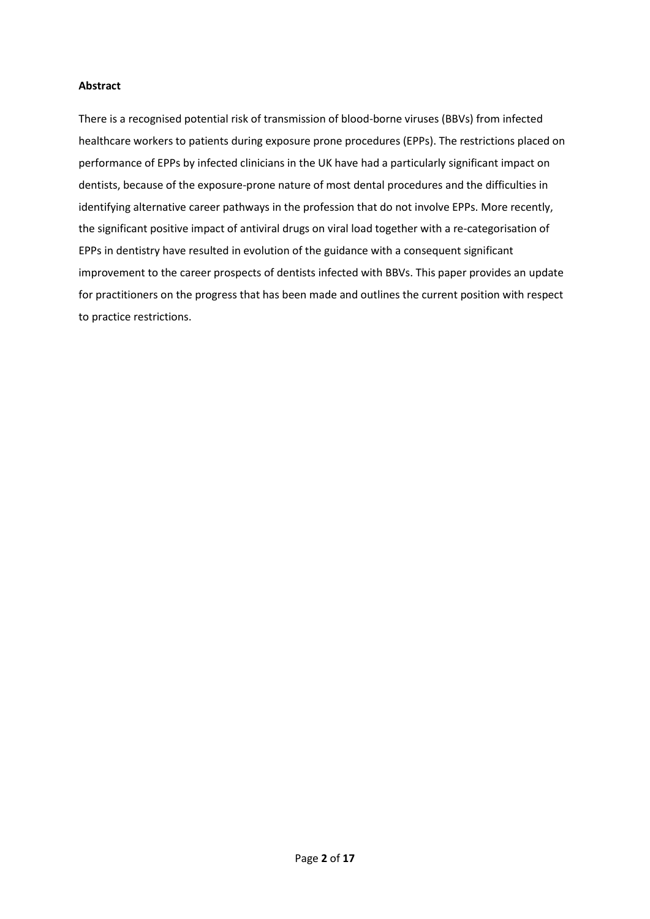**Abstract**

There is a recognised potential risk of transmission of blood-borne viruses (BBVs) from infected healthcare workers to patients during exposure prone procedures (EPPs). The restrictions placed on performance of EPPs by infected clinicians in the UK have had a particularly significant impact on dentists, because of the exposure-prone nature of most dental procedures and the difficulties in identifying alternative career pathways in the profession that do not involve EPPs. More recently, the significant positive impact of antiviral drugs on viral load together with a re-categorisation of EPPs in dentistry have resulted in evolution of the guidance with a consequent significant improvement to the career prospects of dentists infected with BBVs. This paper provides an update for practitioners on the progress that has been made and outlines the current position with respect to practice restrictions.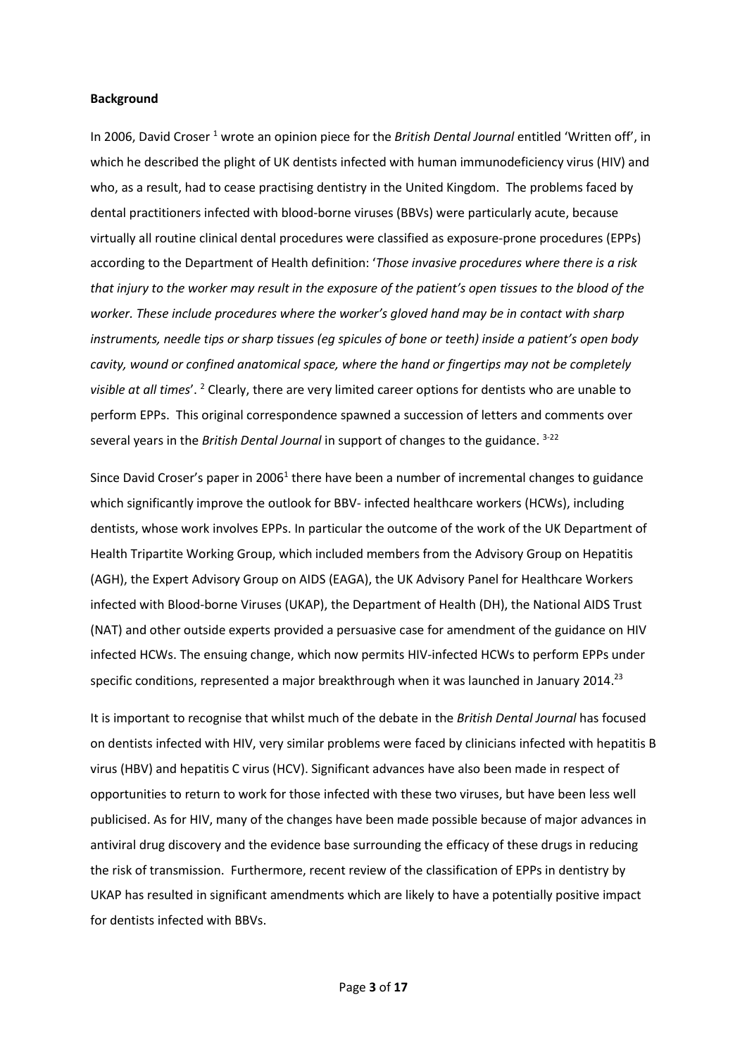**Background**

In 2006, David Croser [1] wrote an opinion piece for the *British Dental Journal* entitled 'Written off', in which he described the plight of UK dentists infected with human immunodeficiency virus (HIV) and who, as a result, had to cease practising dentistry in the United Kingdom. The problems faced by dental practitioners infected with blood-borne viruses (BBVs) were particularly acute, because virtually all routine clinical dental procedures were classified as exposure-prone procedures (EPPs) according to the Department of Health definition: '*Those invasive procedures where there is a risk that injury to the worker may result in the exposure of the patient's open tissues to the blood of the worker. These include procedures where the worker's gloved hand may be in contact with sharp instruments, needle tips or sharp tissues (eg spicules of bone or teeth) inside a patient's open body cavity, wound or confined anatomical space, where the hand or fingertips may not be completely visible at all times*'. [2] Clearly, there are very limited career options for dentists who are unable to perform EPPs. This original correspondence spawned a succession of letters and comments over several years in the *British Dental Journal* in support of changes to the guidance. [3-22]

Since David Croser's paper in 2006[1] there have been a number of incremental changes to guidance which significantly improve the outlook for BBV- infected healthcare workers (HCWs), including dentists, whose work involves EPPs. In particular the outcome of the work of the UK Department of Health Tripartite Working Group, which included members from the Advisory Group on Hepatitis (AGH), the Expert Advisory Group on AIDS (EAGA), the UK Advisory Panel for Healthcare Workers infected with Blood-borne Viruses (UKAP), the Department of Health (DH), the National AIDS Trust (NAT) and other outside experts provided a persuasive case for amendment of the guidance on HIV infected HCWs. The ensuing change, which now permits HIV-infected HCWs to perform EPPs under specific conditions, represented a major breakthrough when it was launched in January 2014.[23]

It is important to recognise that whilst much of the debate in the *British Dental Journal* has focused on dentists infected with HIV, very similar problems were faced by clinicians infected with hepatitis B virus (HBV) and hepatitis C virus (HCV). Significant advances have also been made in respect of opportunities to return to work for those infected with these two viruses, but have been less well publicised. As for HIV, many of the changes have been made possible because of major advances in antiviral drug discovery and the evidence base surrounding the efficacy of these drugs in reducing the risk of transmission. Furthermore, recent review of the classification of EPPs in dentistry by UKAP has resulted in significant amendments which are likely to have a potentially positive impact for dentists infected with BBVs.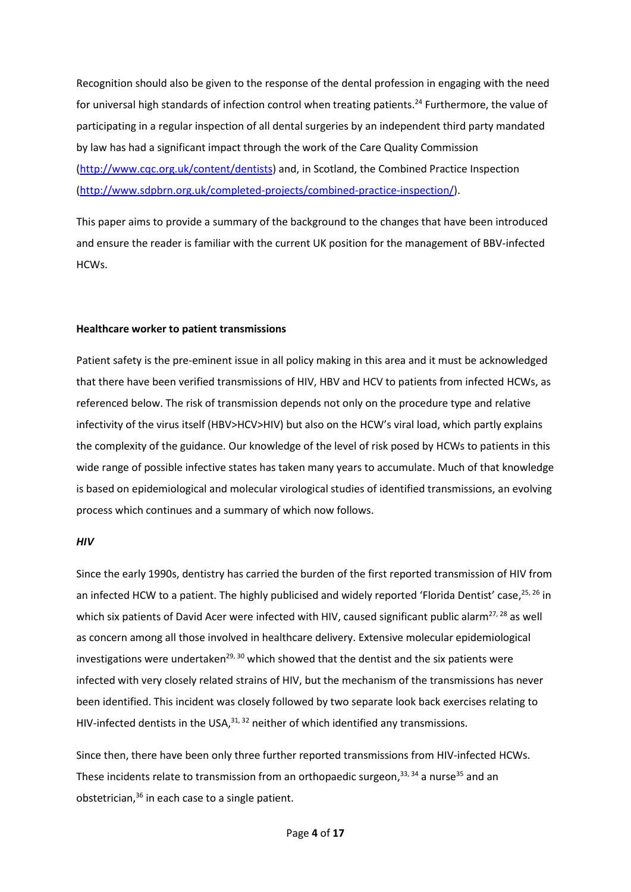Recognition should also be given to the response of the dental profession in engaging with the need for universal high standards of infection control when treating patients.[24] Furthermore, the value of participating in a regular inspection of all dental surgeries by an independent third party mandated by law has had a significant impact through the work of the Care Quality Commission (http://www.cqc.org.uk/content/dentists) and, in Scotland, the Combined Practice Inspection (http://www.sdpbrn.org.uk/completed-projects/combined-practice-inspection/).

This paper aims to provide a summary of the background to the changes that have been introduced and ensure the reader is familiar with the current UK position for the management of BBV-infected HCWs.

**Healthcare worker to patient transmissions**

Patient safety is the pre-eminent issue in all policy making in this area and it must be acknowledged that there have been verified transmissions of HIV, HBV and HCV to patients from infected HCWs, as referenced below. The risk of transmission depends not only on the procedure type and relative infectivity of the virus itself (HBV>HCV>HIV) but also on the HCW's viral load, which partly explains the complexity of the guidance. Our knowledge of the level of risk posed by HCWs to patients in this wide range of possible infective states has taken many years to accumulate. Much of that knowledge is based on epidemiological and molecular virological studies of identified transmissions, an evolving process which continues and a summary of which now follows.

***HIV***

Since the early 1990s, dentistry has carried the burden of the first reported transmission of HIV from an infected HCW to a patient. The highly publicised and widely reported 'Florida Dentist' case,[25, 26] in which six patients of David Acer were infected with HIV, caused significant public alarm[27, 28] as well as concern among all those involved in healthcare delivery. Extensive molecular epidemiological investigations were undertaken[29, 30] which showed that the dentist and the six patients were infected with very closely related strains of HIV, but the mechanism of the transmissions has never been identified. This incident was closely followed by two separate look back exercises relating to HIV-infected dentists in the USA,[31, 32] neither of which identified any transmissions.

Since then, there have been only three further reported transmissions from HIV-infected HCWs. These incidents relate to transmission from an orthopaedic surgeon,[33, 34] a nurse[35] and an obstetrician,[36] in each case to a single patient.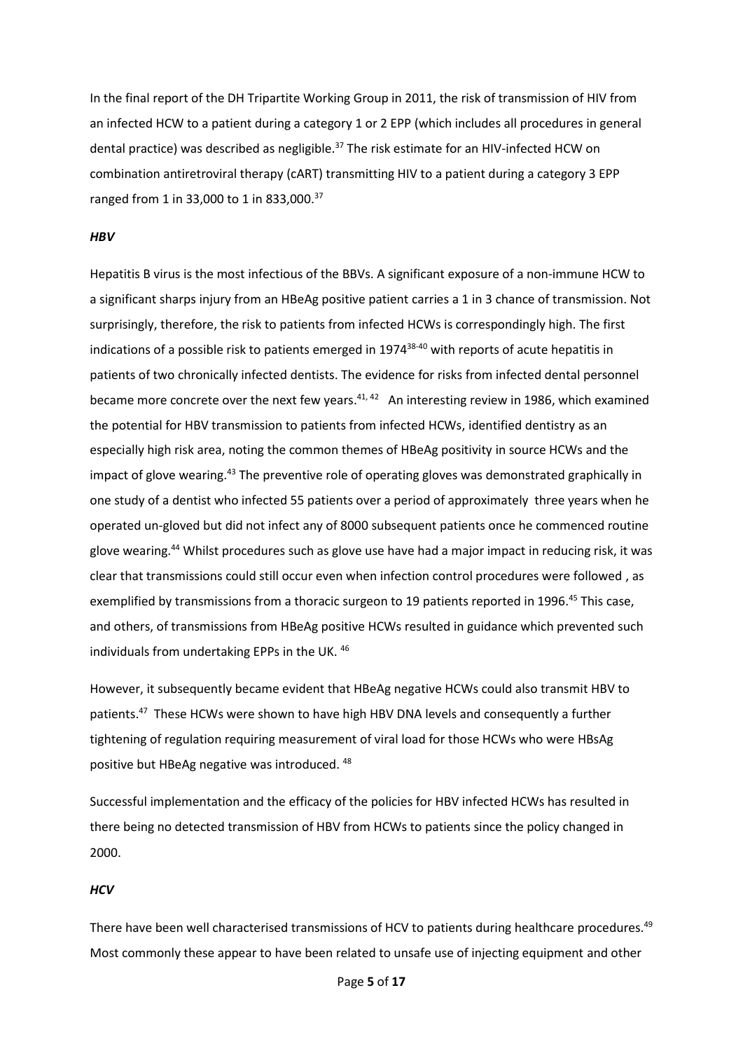In the final report of the DH Tripartite Working Group in 2011, the risk of transmission of HIV from an infected HCW to a patient during a category 1 or 2 EPP (which includes all procedures in general dental practice) was described as negligible.[37] The risk estimate for an HIV-infected HCW on combination antiretroviral therapy (cART) transmitting HIV to a patient during a category 3 EPP ranged from 1 in 33,000 to 1 in 833,000.[37]

### *HBV*

Hepatitis B virus is the most infectious of the BBVs. A significant exposure of a non-immune HCW to a significant sharps injury from an HBeAg positive patient carries a 1 in 3 chance of transmission. Not surprisingly, therefore, the risk to patients from infected HCWs is correspondingly high. The first indications of a possible risk to patients emerged in 1974[38-40] with reports of acute hepatitis in patients of two chronically infected dentists. The evidence for risks from infected dental personnel became more concrete over the next few years.[41, 42] An interesting review in 1986, which examined the potential for HBV transmission to patients from infected HCWs, identified dentistry as an especially high risk area, noting the common themes of HBeAg positivity in source HCWs and the impact of glove wearing.[43] The preventive role of operating gloves was demonstrated graphically in one study of a dentist who infected 55 patients over a period of approximately three years when he operated un-gloved but did not infect any of 8000 subsequent patients once he commenced routine glove wearing.[44] Whilst procedures such as glove use have had a major impact in reducing risk, it was clear that transmissions could still occur even when infection control procedures were followed , as exemplified by transmissions from a thoracic surgeon to 19 patients reported in 1996.[45] This case, and others, of transmissions from HBeAg positive HCWs resulted in guidance which prevented such individuals from undertaking EPPs in the UK. [46]

However, it subsequently became evident that HBeAg negative HCWs could also transmit HBV to patients.[47] These HCWs were shown to have high HBV DNA levels and consequently a further tightening of regulation requiring measurement of viral load for those HCWs who were HBsAg positive but HBeAg negative was introduced. [48]

Successful implementation and the efficacy of the policies for HBV infected HCWs has resulted in there being no detected transmission of HBV from HCWs to patients since the policy changed in 2000.

### *HCV*

There have been well characterised transmissions of HCV to patients during healthcare procedures.[49] Most commonly these appear to have been related to unsafe use of injecting equipment and other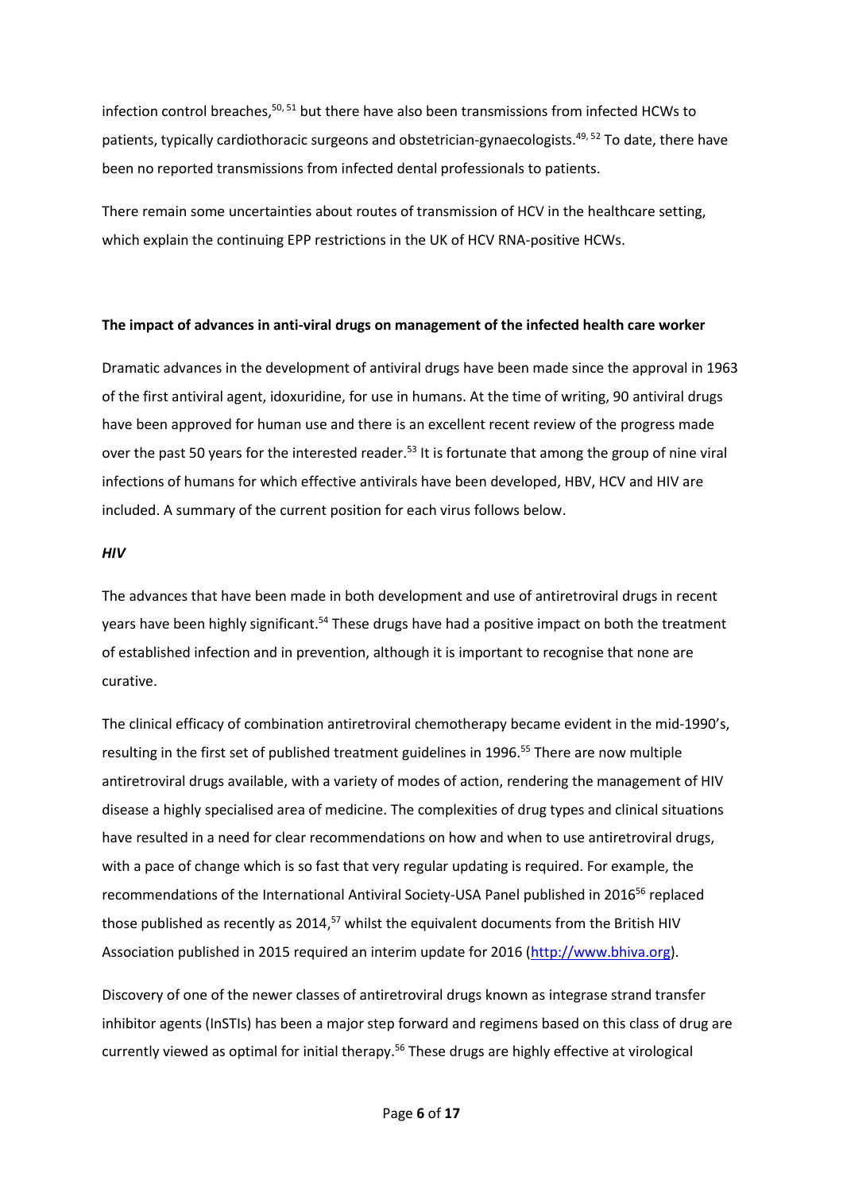infection control breaches,[50, 51] but there have also been transmissions from infected HCWs to patients, typically cardiothoracic surgeons and obstetrician-gynaecologists.[49, 52] To date, there have been no reported transmissions from infected dental professionals to patients.

There remain some uncertainties about routes of transmission of HCV in the healthcare setting, which explain the continuing EPP restrictions in the UK of HCV RNA-positive HCWs.

**The impact of advances in anti-viral drugs on management of the infected health care worker**

Dramatic advances in the development of antiviral drugs have been made since the approval in 1963 of the first antiviral agent, idoxuridine, for use in humans. At the time of writing, 90 antiviral drugs have been approved for human use and there is an excellent recent review of the progress made over the past 50 years for the interested reader.[53] It is fortunate that among the group of nine viral infections of humans for which effective antivirals have been developed, HBV, HCV and HIV are included. A summary of the current position for each virus follows below.

***HIV***

The advances that have been made in both development and use of antiretroviral drugs in recent years have been highly significant.[54] These drugs have had a positive impact on both the treatment of established infection and in prevention, although it is important to recognise that none are curative.

The clinical efficacy of combination antiretroviral chemotherapy became evident in the mid-1990's, resulting in the first set of published treatment guidelines in 1996.[55] There are now multiple antiretroviral drugs available, with a variety of modes of action, rendering the management of HIV disease a highly specialised area of medicine. The complexities of drug types and clinical situations have resulted in a need for clear recommendations on how and when to use antiretroviral drugs, with a pace of change which is so fast that very regular updating is required. For example, the recommendations of the International Antiviral Society-USA Panel published in 2016[56] replaced those published as recently as 2014,[57] whilst the equivalent documents from the British HIV Association published in 2015 required an interim update for 2016 (http://www.bhiva.org).

Discovery of one of the newer classes of antiretroviral drugs known as integrase strand transfer inhibitor agents (InSTIs) has been a major step forward and regimens based on this class of drug are currently viewed as optimal for initial therapy.[56] These drugs are highly effective at virological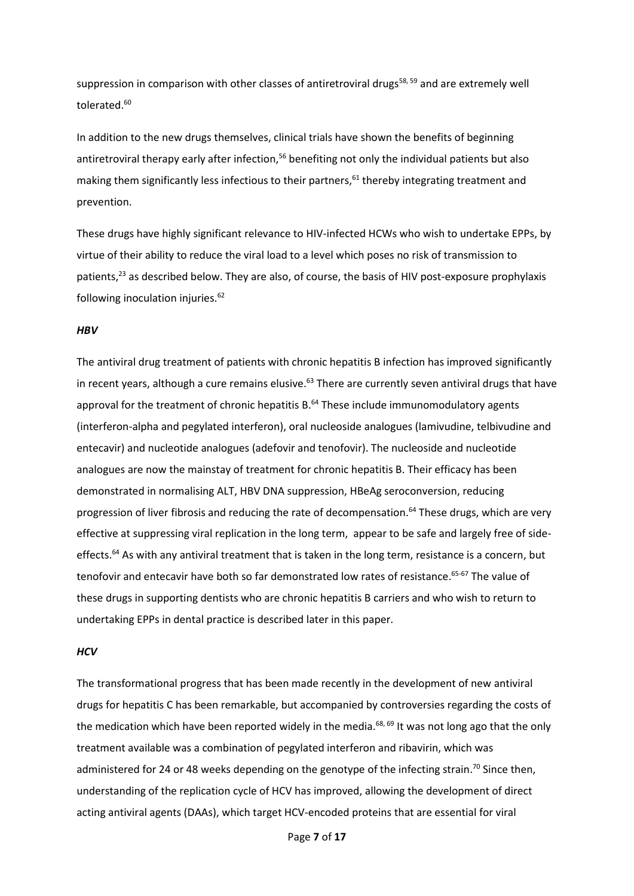suppression in comparison with other classes of antiretroviral drugs[58, 59] and are extremely well tolerated.[60]

In addition to the new drugs themselves, clinical trials have shown the benefits of beginning antiretroviral therapy early after infection,[56] benefiting not only the individual patients but also making them significantly less infectious to their partners,[61] thereby integrating treatment and prevention.

These drugs have highly significant relevance to HIV-infected HCWs who wish to undertake EPPs, by virtue of their ability to reduce the viral load to a level which poses no risk of transmission to patients,[23] as described below. They are also, of course, the basis of HIV post-exposure prophylaxis following inoculation injuries.[62]

### *HBV*

The antiviral drug treatment of patients with chronic hepatitis B infection has improved significantly in recent years, although a cure remains elusive.[63] There are currently seven antiviral drugs that have approval for the treatment of chronic hepatitis B.[64] These include immunomodulatory agents (interferon-alpha and pegylated interferon), oral nucleoside analogues (lamivudine, telbivudine and entecavir) and nucleotide analogues (adefovir and tenofovir). The nucleoside and nucleotide analogues are now the mainstay of treatment for chronic hepatitis B. Their efficacy has been demonstrated in normalising ALT, HBV DNA suppression, HBeAg seroconversion, reducing progression of liver fibrosis and reducing the rate of decompensation.[64] These drugs, which are very effective at suppressing viral replication in the long term, appear to be safe and largely free of side-effects.[64] As with any antiviral treatment that is taken in the long term, resistance is a concern, but tenofovir and entecavir have both so far demonstrated low rates of resistance.[65-67] The value of these drugs in supporting dentists who are chronic hepatitis B carriers and who wish to return to undertaking EPPs in dental practice is described later in this paper.

### *HCV*

The transformational progress that has been made recently in the development of new antiviral drugs for hepatitis C has been remarkable, but accompanied by controversies regarding the costs of the medication which have been reported widely in the media.[68, 69] It was not long ago that the only treatment available was a combination of pegylated interferon and ribavirin, which was administered for 24 or 48 weeks depending on the genotype of the infecting strain.[70] Since then, understanding of the replication cycle of HCV has improved, allowing the development of direct acting antiviral agents (DAAs), which target HCV-encoded proteins that are essential for viral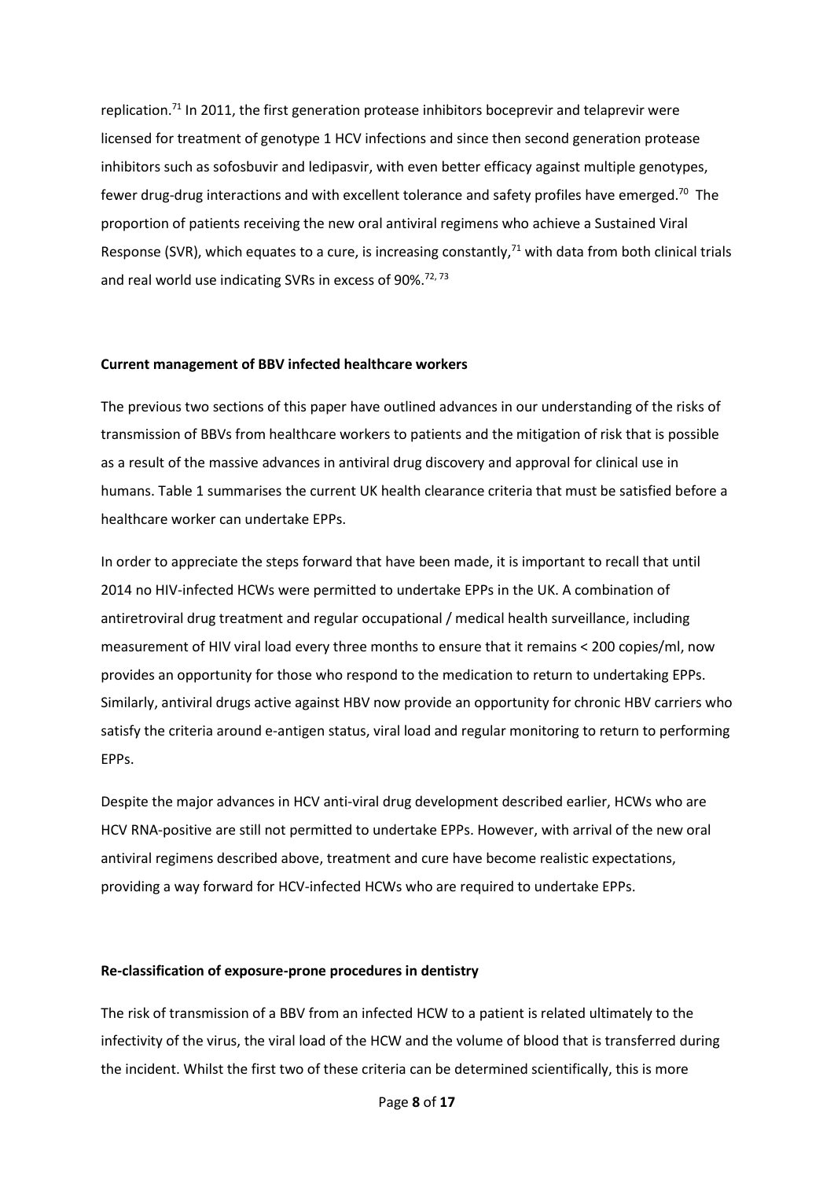replication.[71] In 2011, the first generation protease inhibitors boceprevir and telaprevir were licensed for treatment of genotype 1 HCV infections and since then second generation protease inhibitors such as sofosbuvir and ledipasvir, with even better efficacy against multiple genotypes, fewer drug-drug interactions and with excellent tolerance and safety profiles have emerged.[70] The proportion of patients receiving the new oral antiviral regimens who achieve a Sustained Viral Response (SVR), which equates to a cure, is increasing constantly,[71] with data from both clinical trials and real world use indicating SVRs in excess of 90%.[72, 73]

**Current management of BBV infected healthcare workers**

The previous two sections of this paper have outlined advances in our understanding of the risks of transmission of BBVs from healthcare workers to patients and the mitigation of risk that is possible as a result of the massive advances in antiviral drug discovery and approval for clinical use in humans. Table 1 summarises the current UK health clearance criteria that must be satisfied before a healthcare worker can undertake EPPs.

In order to appreciate the steps forward that have been made, it is important to recall that until 2014 no HIV-infected HCWs were permitted to undertake EPPs in the UK. A combination of antiretroviral drug treatment and regular occupational / medical health surveillance, including measurement of HIV viral load every three months to ensure that it remains < 200 copies/ml, now provides an opportunity for those who respond to the medication to return to undertaking EPPs. Similarly, antiviral drugs active against HBV now provide an opportunity for chronic HBV carriers who satisfy the criteria around e-antigen status, viral load and regular monitoring to return to performing EPPs.

Despite the major advances in HCV anti-viral drug development described earlier, HCWs who are HCV RNA-positive are still not permitted to undertake EPPs. However, with arrival of the new oral antiviral regimens described above, treatment and cure have become realistic expectations, providing a way forward for HCV-infected HCWs who are required to undertake EPPs.

**Re-classification of exposure-prone procedures in dentistry**

The risk of transmission of a BBV from an infected HCW to a patient is related ultimately to the infectivity of the virus, the viral load of the HCW and the volume of blood that is transferred during the incident. Whilst the first two of these criteria can be determined scientifically, this is more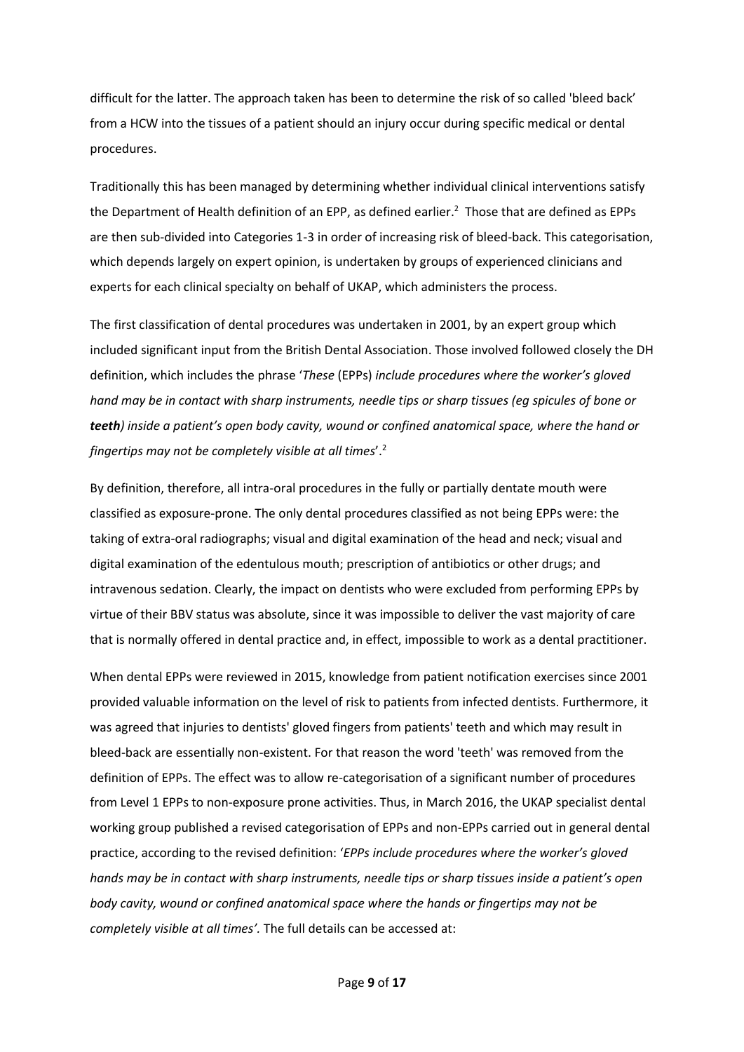difficult for the latter. The approach taken has been to determine the risk of so called 'bleed back' from a HCW into the tissues of a patient should an injury occur during specific medical or dental procedures.

Traditionally this has been managed by determining whether individual clinical interventions satisfy the Department of Health definition of an EPP, as defined earlier.[2] Those that are defined as EPPs are then sub-divided into Categories 1-3 in order of increasing risk of bleed-back. This categorisation, which depends largely on expert opinion, is undertaken by groups of experienced clinicians and experts for each clinical specialty on behalf of UKAP, which administers the process.

The first classification of dental procedures was undertaken in 2001, by an expert group which included significant input from the British Dental Association. Those involved followed closely the DH definition, which includes the phrase '*These* (EPPs) *include procedures where the worker's gloved hand may be in contact with sharp instruments, needle tips or sharp tissues (eg spicules of bone or **teeth**) inside a patient's open body cavity, wound or confined anatomical space, where the hand or fingertips may not be completely visible at all times*'.[2]

By definition, therefore, all intra-oral procedures in the fully or partially dentate mouth were classified as exposure-prone. The only dental procedures classified as not being EPPs were: the taking of extra-oral radiographs; visual and digital examination of the head and neck; visual and digital examination of the edentulous mouth; prescription of antibiotics or other drugs; and intravenous sedation. Clearly, the impact on dentists who were excluded from performing EPPs by virtue of their BBV status was absolute, since it was impossible to deliver the vast majority of care that is normally offered in dental practice and, in effect, impossible to work as a dental practitioner.

When dental EPPs were reviewed in 2015, knowledge from patient notification exercises since 2001 provided valuable information on the level of risk to patients from infected dentists. Furthermore, it was agreed that injuries to dentists' gloved fingers from patients' teeth and which may result in bleed-back are essentially non-existent. For that reason the word 'teeth' was removed from the definition of EPPs. The effect was to allow re-categorisation of a significant number of procedures from Level 1 EPPs to non-exposure prone activities. Thus, in March 2016, the UKAP specialist dental working group published a revised categorisation of EPPs and non-EPPs carried out in general dental practice, according to the revised definition: '*EPPs include procedures where the worker's gloved hands may be in contact with sharp instruments, needle tips or sharp tissues inside a patient's open body cavity, wound or confined anatomical space where the hands or fingertips may not be completely visible at all times'.* The full details can be accessed at: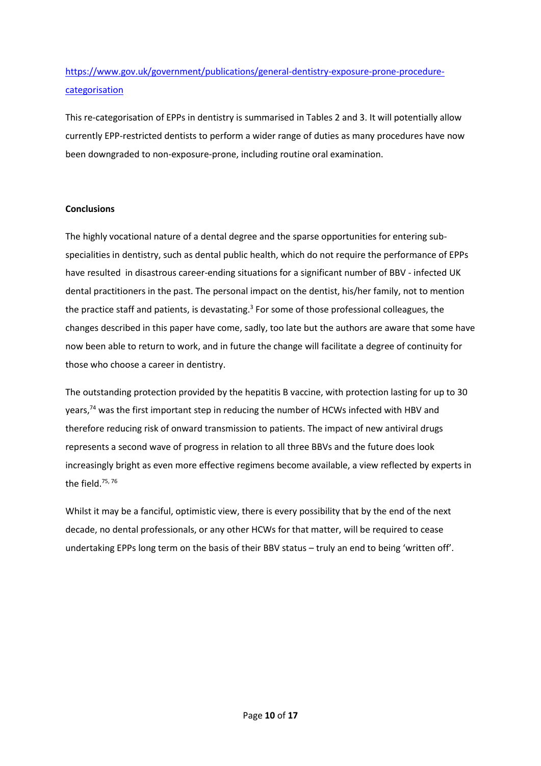https://www.gov.uk/government/publications/general-dentistry-exposure-prone-procedure-categorisation

This re-categorisation of EPPs in dentistry is summarised in Tables 2 and 3. It will potentially allow currently EPP-restricted dentists to perform a wider range of duties as many procedures have now been downgraded to non-exposure-prone, including routine oral examination.

**Conclusions**

The highly vocational nature of a dental degree and the sparse opportunities for entering sub-specialities in dentistry, such as dental public health, which do not require the performance of EPPs have resulted in disastrous career-ending situations for a significant number of BBV - infected UK dental practitioners in the past. The personal impact on the dentist, his/her family, not to mention the practice staff and patients, is devastating.[3] For some of those professional colleagues, the changes described in this paper have come, sadly, too late but the authors are aware that some have now been able to return to work, and in future the change will facilitate a degree of continuity for those who choose a career in dentistry.

The outstanding protection provided by the hepatitis B vaccine, with protection lasting for up to 30 years,[74] was the first important step in reducing the number of HCWs infected with HBV and therefore reducing risk of onward transmission to patients. The impact of new antiviral drugs represents a second wave of progress in relation to all three BBVs and the future does look increasingly bright as even more effective regimens become available, a view reflected by experts in the field.[75, 76]

Whilst it may be a fanciful, optimistic view, there is every possibility that by the end of the next decade, no dental professionals, or any other HCWs for that matter, will be required to cease undertaking EPPs long term on the basis of their BBV status – truly an end to being 'written off'.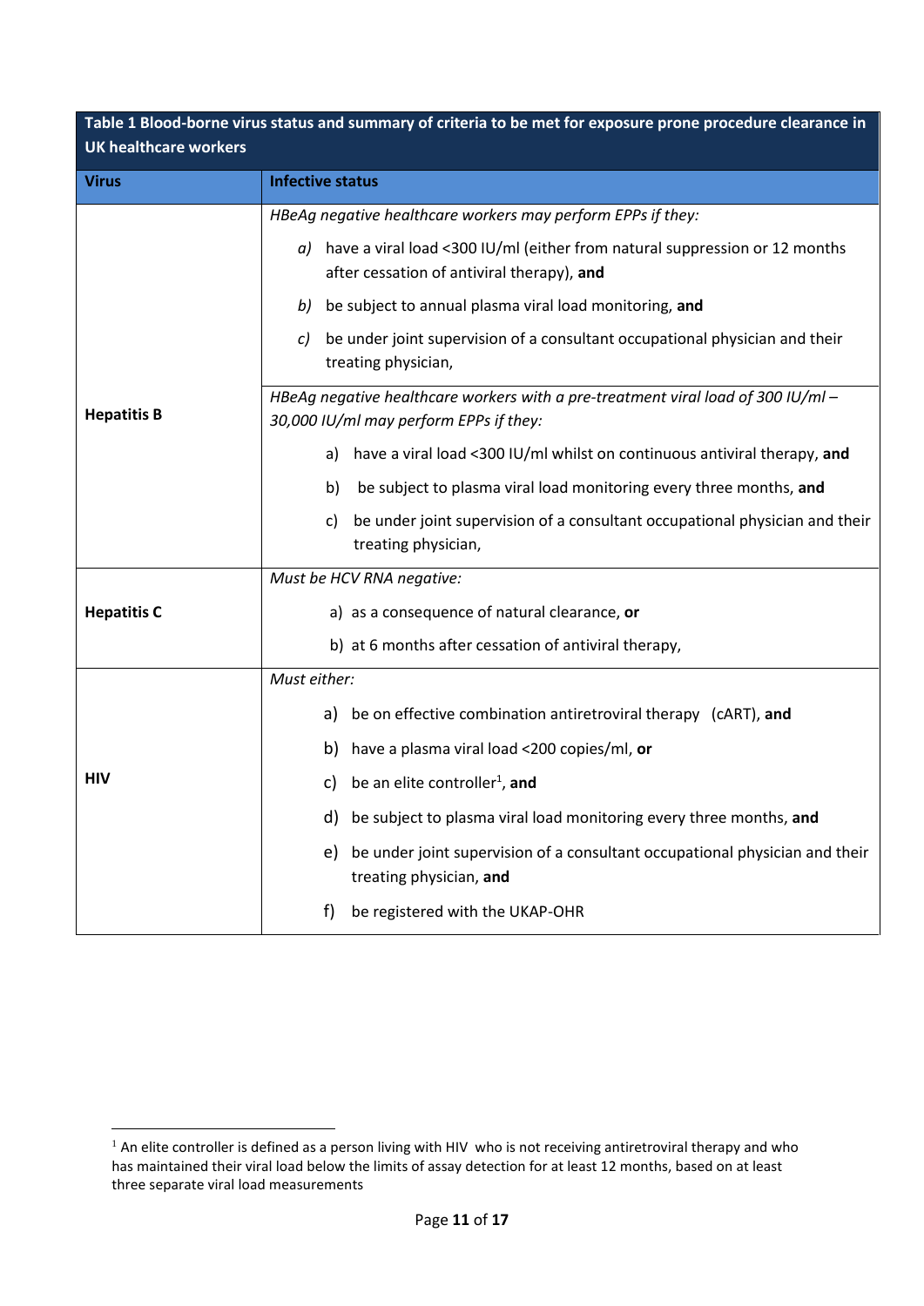**Table 1 Blood-borne virus status and summary of criteria to be met for exposure prone procedure clearance in UK healthcare workers**

| Virus | Infective status |
|---|---|
| **Hepatitis B** | *HBeAg negative healthcare workers may perform EPPs if they:*<br>*a)* have a viral load <300 IU/ml (either from natural suppression or 12 months after cessation of antiviral therapy), **and**<br>*b)* be subject to annual plasma viral load monitoring, **and**<br>*c)* be under joint supervision of a consultant occupational physician and their treating physician, |
| | *HBeAg negative healthcare workers with a pre-treatment viral load of 300 IU/ml – 30,000 IU/ml may perform EPPs if they:*<br>a) have a viral load <300 IU/ml whilst on continuous antiviral therapy, **and**<br>b) be subject to plasma viral load monitoring every three months, **and**<br>c) be under joint supervision of a consultant occupational physician and their treating physician, |
| **Hepatitis C** | *Must be HCV RNA negative:*<br>a) as a consequence of natural clearance, **or**<br>b) at 6 months after cessation of antiviral therapy, |
| **HIV** | *Must either:*<br>a) be on effective combination antiretroviral therapy (cART), **and**<br>b) have a plasma viral load <200 copies/ml, **or**<br>c) be an elite controller[1], **and**<br>d) be subject to plasma viral load monitoring every three months, **and**<br>e) be under joint supervision of a consultant occupational physician and their treating physician, **and**<br>f) be registered with the UKAP-OHR |

[1] An elite controller is defined as a person living with HIV who is not receiving antiretroviral therapy and who has maintained their viral load below the limits of assay detection for at least 12 months, based on at least three separate viral load measurements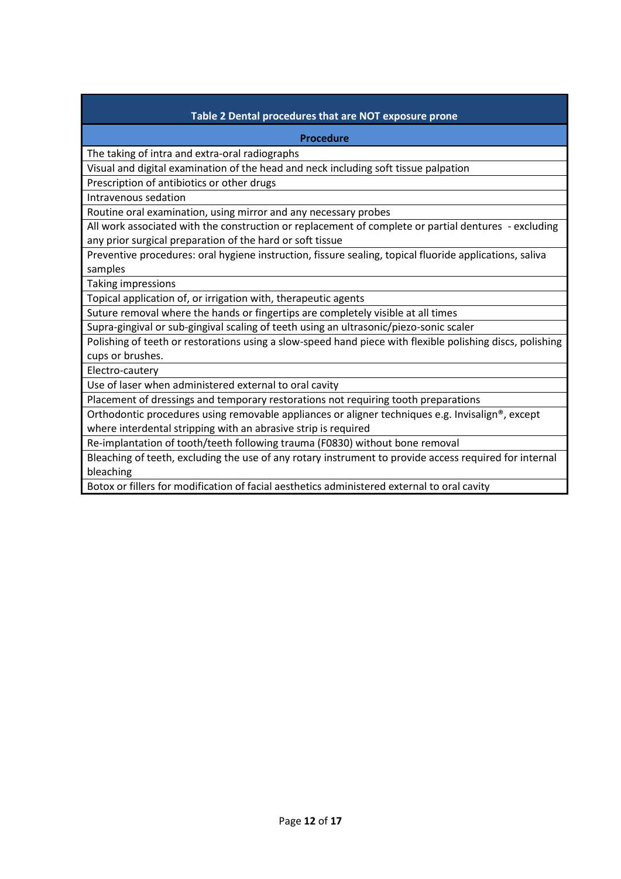| Table 2 Dental procedures that are NOT exposure prone |
|---|
| **Procedure** |
| The taking of intra and extra-oral radiographs |
| Visual and digital examination of the head and neck including soft tissue palpation |
| Prescription of antibiotics or other drugs |
| Intravenous sedation |
| Routine oral examination, using mirror and any necessary probes |
| All work associated with the construction or replacement of complete or partial dentures - excluding any prior surgical preparation of the hard or soft tissue |
| Preventive procedures: oral hygiene instruction, fissure sealing, topical fluoride applications, saliva samples |
| Taking impressions |
| Topical application of, or irrigation with, therapeutic agents |
| Suture removal where the hands or fingertips are completely visible at all times |
| Supra-gingival or sub-gingival scaling of teeth using an ultrasonic/piezo-sonic scaler |
| Polishing of teeth or restorations using a slow-speed hand piece with flexible polishing discs, polishing cups or brushes. |
| Electro-cautery |
| Use of laser when administered external to oral cavity |
| Placement of dressings and temporary restorations not requiring tooth preparations |
| Orthodontic procedures using removable appliances or aligner techniques e.g. Invisalign®, except where interdental stripping with an abrasive strip is required |
| Re-implantation of tooth/teeth following trauma (F0830) without bone removal |
| Bleaching of teeth, excluding the use of any rotary instrument to provide access required for internal bleaching |
| Botox or fillers for modification of facial aesthetics administered external to oral cavity |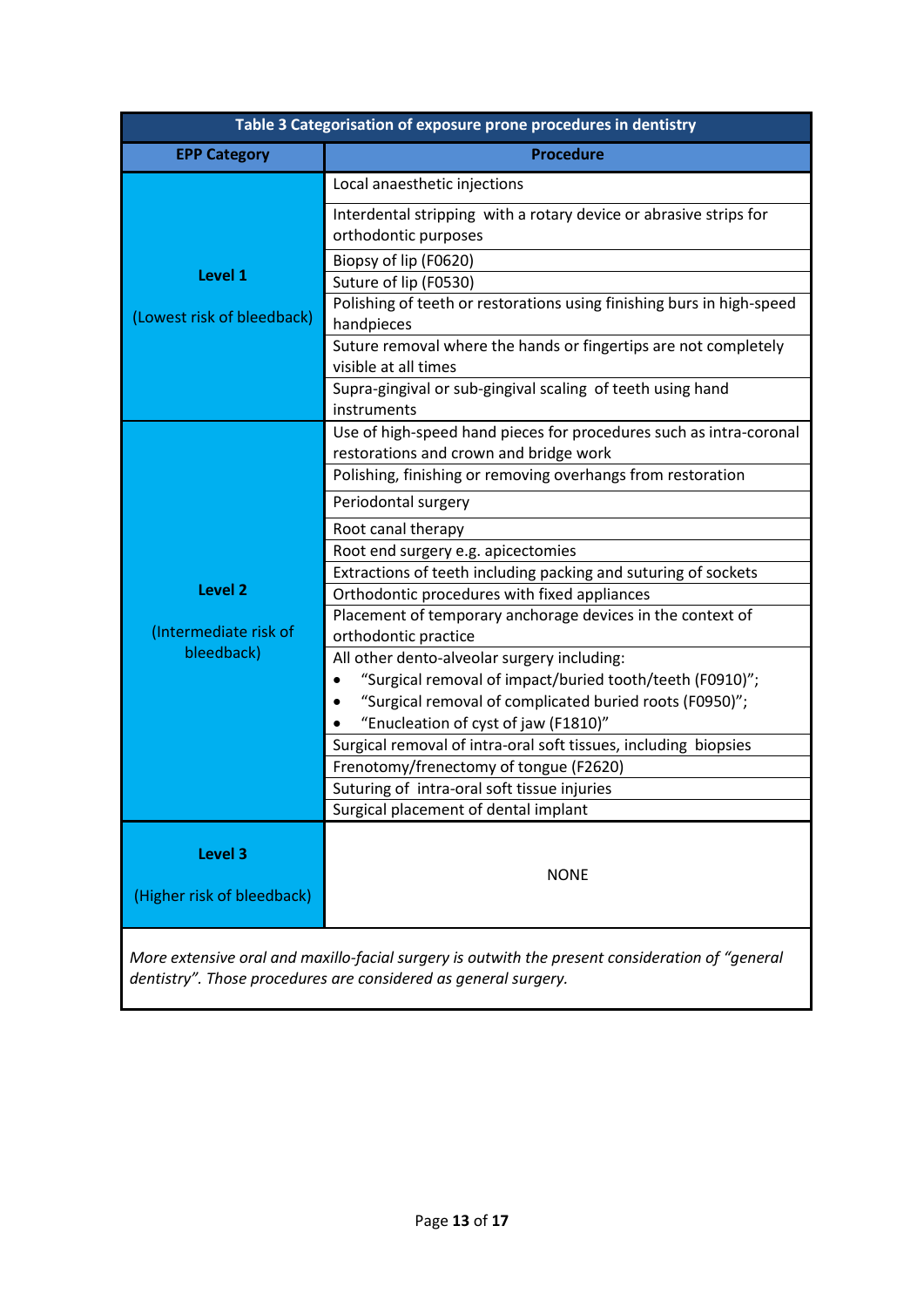**Table 3 Categorisation of exposure prone procedures in dentistry**

| EPP Category | Procedure |
|---|---|
| **Level 1** (Lowest risk of bleedback) | Local anaesthetic injections |
| | Interdental stripping with a rotary device or abrasive strips for orthodontic purposes |
| | Biopsy of lip (F0620) |
| | Suture of lip (F0530) |
| | Polishing of teeth or restorations using finishing burs in high-speed handpieces |
| | Suture removal where the hands or fingertips are not completely visible at all times |
| | Supra-gingival or sub-gingival scaling of teeth using hand instruments |
| **Level 2** (Intermediate risk of bleedback) | Use of high-speed hand pieces for procedures such as intra-coronal restorations and crown and bridge work |
| | Polishing, finishing or removing overhangs from restoration |
| | Periodontal surgery |
| | Root canal therapy |
| | Root end surgery e.g. apicectomies |
| | Extractions of teeth including packing and suturing of sockets |
| | Orthodontic procedures with fixed appliances |
| | Placement of temporary anchorage devices in the context of orthodontic practice |
| | All other dento-alveolar surgery including: • "Surgical removal of impact/buried tooth/teeth (F0910)"; • "Surgical removal of complicated buried roots (F0950)"; • "Enucleation of cyst of jaw (F1810)" |
| | Surgical removal of intra-oral soft tissues, including biopsies |
| | Frenotomy/frenectomy of tongue (F2620) |
| | Suturing of intra-oral soft tissue injuries |
| | Surgical placement of dental implant |
| **Level 3** (Higher risk of bleedback) | NONE |

*More extensive oral and maxillo-facial surgery is outwith the present consideration of "general dentistry". Those procedures are considered as general surgery.*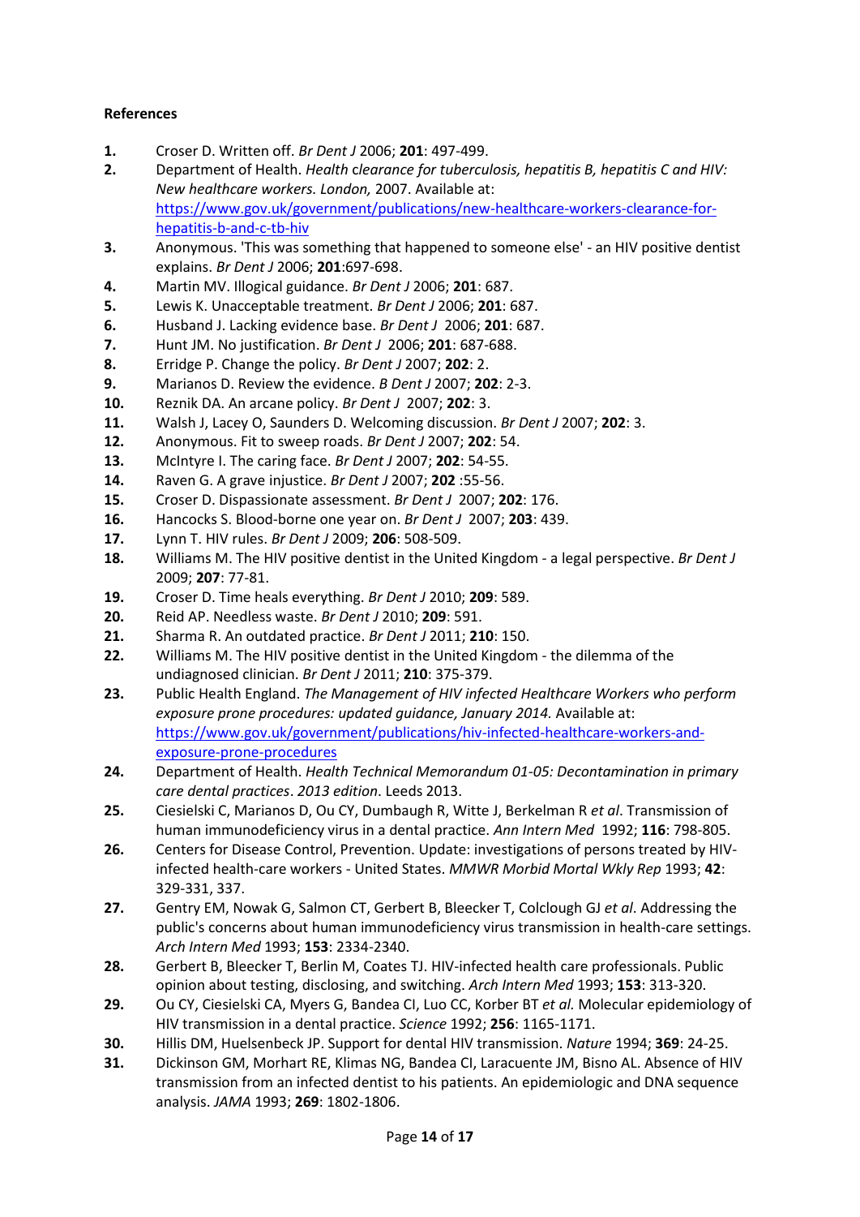**References**

1. Croser D. Written off. *Br Dent J* 2006; **201**: 497-499.
2. Department of Health. *Health clearance for tuberculosis, hepatitis B, hepatitis C and HIV: New healthcare workers. London,* 2007. Available at: https://www.gov.uk/government/publications/new-healthcare-workers-clearance-for-hepatitis-b-and-c-tb-hiv
3. Anonymous. 'This was something that happened to someone else' - an HIV positive dentist explains. *Br Dent J* 2006; **201**:697-698.
4. Martin MV. Illogical guidance. *Br Dent J* 2006; **201**: 687.
5. Lewis K. Unacceptable treatment. *Br Dent J* 2006; **201**: 687.
6. Husband J. Lacking evidence base. *Br Dent J* 2006; **201**: 687.
7. Hunt JM. No justification. *Br Dent J* 2006; **201**: 687-688.
8. Erridge P. Change the policy. *Br Dent J* 2007; **202**: 2.
9. Marianos D. Review the evidence. *B Dent J* 2007; **202**: 2-3.
10. Reznik DA. An arcane policy. *Br Dent J* 2007; **202**: 3.
11. Walsh J, Lacey O, Saunders D. Welcoming discussion. *Br Dent J* 2007; **202**: 3.
12. Anonymous. Fit to sweep roads. *Br Dent J* 2007; **202**: 54.
13. McIntyre I. The caring face. *Br Dent J* 2007; **202**: 54-55.
14. Raven G. A grave injustice. *Br Dent J* 2007; **202** :55-56.
15. Croser D. Dispassionate assessment. *Br Dent J* 2007; **202**: 176.
16. Hancocks S. Blood-borne one year on. *Br Dent J* 2007; **203**: 439.
17. Lynn T. HIV rules. *Br Dent J* 2009; **206**: 508-509.
18. Williams M. The HIV positive dentist in the United Kingdom - a legal perspective. *Br Dent J* 2009; **207**: 77-81.
19. Croser D. Time heals everything. *Br Dent J* 2010; **209**: 589.
20. Reid AP. Needless waste. *Br Dent J* 2010; **209**: 591.
21. Sharma R. An outdated practice. *Br Dent J* 2011; **210**: 150.
22. Williams M. The HIV positive dentist in the United Kingdom - the dilemma of the undiagnosed clinician. *Br Dent J* 2011; **210**: 375-379.
23. Public Health England. *The Management of HIV infected Healthcare Workers who perform exposure prone procedures: updated guidance, January 2014.* Available at: https://www.gov.uk/government/publications/hiv-infected-healthcare-workers-and-exposure-prone-procedures
24. Department of Health. *Health Technical Memorandum 01-05: Decontamination in primary care dental practices*. *2013 edition*. Leeds 2013.
25. Ciesielski C, Marianos D, Ou CY, Dumbaugh R, Witte J, Berkelman R *et al*. Transmission of human immunodeficiency virus in a dental practice. *Ann Intern Med* 1992; **116**: 798-805.
26. Centers for Disease Control, Prevention. Update: investigations of persons treated by HIV-infected health-care workers - United States. *MMWR Morbid Mortal Wkly Rep* 1993; **42**: 329-331, 337.
27. Gentry EM, Nowak G, Salmon CT, Gerbert B, Bleecker T, Colclough GJ *et al*. Addressing the public's concerns about human immunodeficiency virus transmission in health-care settings. *Arch Intern Med* 1993; **153**: 2334-2340.
28. Gerbert B, Bleecker T, Berlin M, Coates TJ. HIV-infected health care professionals. Public opinion about testing, disclosing, and switching. *Arch Intern Med* 1993; **153**: 313-320.
29. Ou CY, Ciesielski CA, Myers G, Bandea CI, Luo CC, Korber BT *et al.* Molecular epidemiology of HIV transmission in a dental practice. *Science* 1992; **256**: 1165-1171.
30. Hillis DM, Huelsenbeck JP. Support for dental HIV transmission. *Nature* 1994; **369**: 24-25.
31. Dickinson GM, Morhart RE, Klimas NG, Bandea CI, Laracuente JM, Bisno AL. Absence of HIV transmission from an infected dentist to his patients. An epidemiologic and DNA sequence analysis. *JAMA* 1993; **269**: 1802-1806.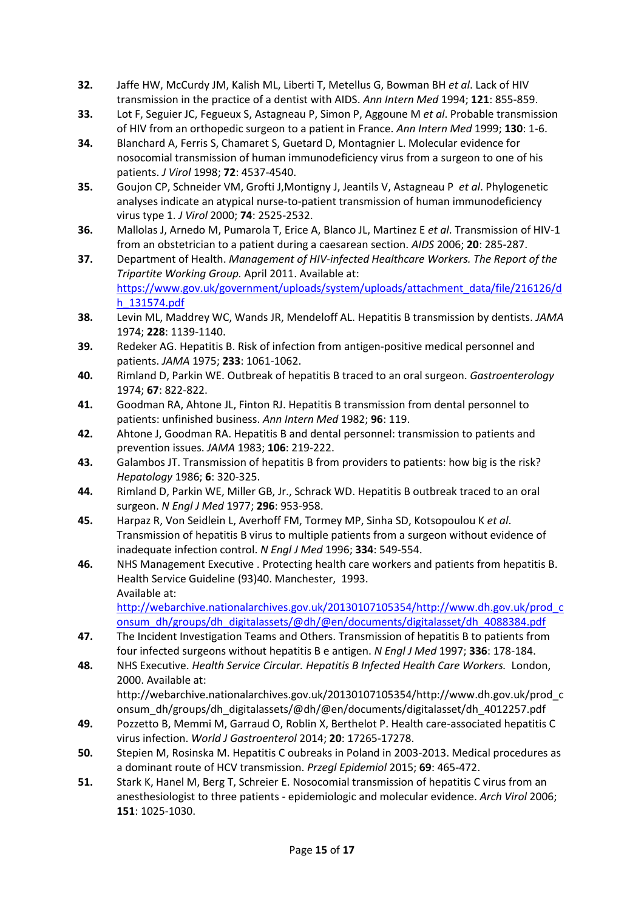32. Jaffe HW, McCurdy JM, Kalish ML, Liberti T, Metellus G, Bowman BH *et al*. Lack of HIV transmission in the practice of a dentist with AIDS. *Ann Intern Med* 1994; **121**: 855-859.
33. Lot F, Seguier JC, Fegueux S, Astagneau P, Simon P, Aggoune M *et al*. Probable transmission of HIV from an orthopedic surgeon to a patient in France. *Ann Intern Med* 1999; **130**: 1-6.
34. Blanchard A, Ferris S, Chamaret S, Guetard D, Montagnier L. Molecular evidence for nosocomial transmission of human immunodeficiency virus from a surgeon to one of his patients. *J Virol* 1998; **72**: 4537-4540.
35. Goujon CP, Schneider VM, Grofti J,Montigny J, Jeantils V, Astagneau P *et al*. Phylogenetic analyses indicate an atypical nurse-to-patient transmission of human immunodeficiency virus type 1. *J Virol* 2000; **74**: 2525-2532.
36. Mallolas J, Arnedo M, Pumarola T, Erice A, Blanco JL, Martinez E *et al*. Transmission of HIV-1 from an obstetrician to a patient during a caesarean section. *AIDS* 2006; **20**: 285-287.
37. Department of Health. *Management of HIV-infected Healthcare Workers. The Report of the Tripartite Working Group.* April 2011. Available at: https://www.gov.uk/government/uploads/system/uploads/attachment_data/file/216126/dh_131574.pdf
38. Levin ML, Maddrey WC, Wands JR, Mendeloff AL. Hepatitis B transmission by dentists. *JAMA* 1974; **228**: 1139-1140.
39. Redeker AG. Hepatitis B. Risk of infection from antigen-positive medical personnel and patients. *JAMA* 1975; **233**: 1061-1062.
40. Rimland D, Parkin WE. Outbreak of hepatitis B traced to an oral surgeon. *Gastroenterology* 1974; **67**: 822-822.
41. Goodman RA, Ahtone JL, Finton RJ. Hepatitis B transmission from dental personnel to patients: unfinished business. *Ann Intern Med* 1982; **96**: 119.
42. Ahtone J, Goodman RA. Hepatitis B and dental personnel: transmission to patients and prevention issues. *JAMA* 1983; **106**: 219-222.
43. Galambos JT. Transmission of hepatitis B from providers to patients: how big is the risk? *Hepatology* 1986; **6**: 320-325.
44. Rimland D, Parkin WE, Miller GB, Jr., Schrack WD. Hepatitis B outbreak traced to an oral surgeon. *N Engl J Med* 1977; **296**: 953-958.
45. Harpaz R, Von Seidlein L, Averhoff FM, Tormey MP, Sinha SD, Kotsopoulou K *et al*. Transmission of hepatitis B virus to multiple patients from a surgeon without evidence of inadequate infection control. *N Engl J Med* 1996; **334**: 549-554.
46. NHS Management Executive . Protecting health care workers and patients from hepatitis B. Health Service Guideline (93)40. Manchester, 1993.
Available at: http://webarchive.nationalarchives.gov.uk/20130107105354/http://www.dh.gov.uk/prod_consum_dh/groups/dh_digitalassets/@dh/@en/documents/digitalasset/dh_4088384.pdf
47. The Incident Investigation Teams and Others. Transmission of hepatitis B to patients from four infected surgeons without hepatitis B e antigen. *N Engl J Med* 1997; **336**: 178-184.
48. NHS Executive. *Health Service Circular. Hepatitis B Infected Health Care Workers.* London, 2000. Available at: http://webarchive.nationalarchives.gov.uk/20130107105354/http://www.dh.gov.uk/prod_consum_dh/groups/dh_digitalassets/@dh/@en/documents/digitalasset/dh_4012257.pdf
49. Pozzetto B, Memmi M, Garraud O, Roblin X, Berthelot P. Health care-associated hepatitis C virus infection. *World J Gastroenterol* 2014; **20**: 17265-17278.
50. Stepien M, Rosinska M. Hepatitis C oubreaks in Poland in 2003-2013. Medical procedures as a dominant route of HCV transmission. *Przegl Epidemiol* 2015; **69**: 465-472.
51. Stark K, Hanel M, Berg T, Schreier E. Nosocomial transmission of hepatitis C virus from an anesthesiologist to three patients - epidemiologic and molecular evidence. *Arch Virol* 2006; **151**: 1025-1030.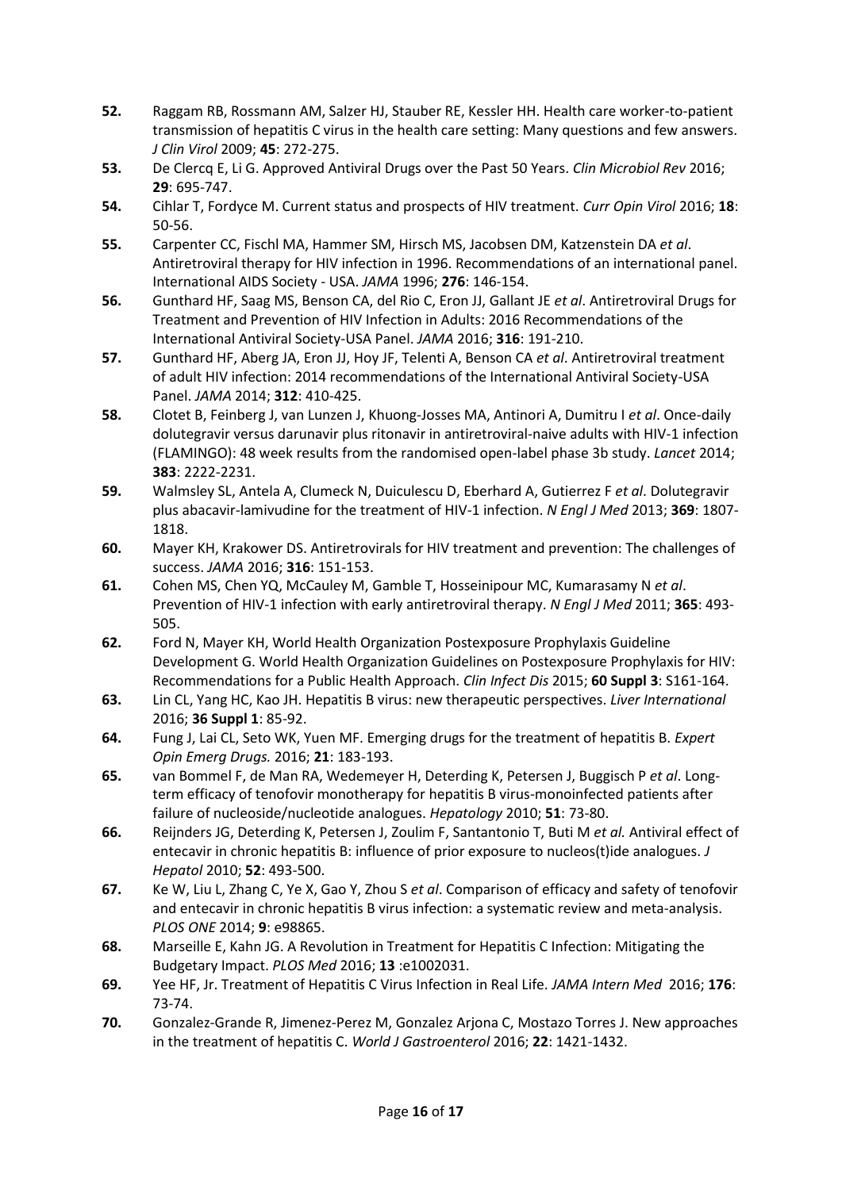**52.** Raggam RB, Rossmann AM, Salzer HJ, Stauber RE, Kessler HH. Health care worker-to-patient transmission of hepatitis C virus in the health care setting: Many questions and few answers. *J Clin Virol* 2009; **45**: 272-275.

**53.** De Clercq E, Li G. Approved Antiviral Drugs over the Past 50 Years. *Clin Microbiol Rev* 2016; **29**: 695-747.

**54.** Cihlar T, Fordyce M. Current status and prospects of HIV treatment. *Curr Opin Virol* 2016; **18**: 50-56.

**55.** Carpenter CC, Fischl MA, Hammer SM, Hirsch MS, Jacobsen DM, Katzenstein DA *et al*. Antiretroviral therapy for HIV infection in 1996. Recommendations of an international panel. International AIDS Society - USA. *JAMA* 1996; **276**: 146-154.

**56.** Gunthard HF, Saag MS, Benson CA, del Rio C, Eron JJ, Gallant JE *et al*. Antiretroviral Drugs for Treatment and Prevention of HIV Infection in Adults: 2016 Recommendations of the International Antiviral Society-USA Panel. *JAMA* 2016; **316**: 191-210.

**57.** Gunthard HF, Aberg JA, Eron JJ, Hoy JF, Telenti A, Benson CA *et al*. Antiretroviral treatment of adult HIV infection: 2014 recommendations of the International Antiviral Society-USA Panel. *JAMA* 2014; **312**: 410-425.

**58.** Clotet B, Feinberg J, van Lunzen J, Khuong-Josses MA, Antinori A, Dumitru I *et al*. Once-daily dolutegravir versus darunavir plus ritonavir in antiretroviral-naive adults with HIV-1 infection (FLAMINGO): 48 week results from the randomised open-label phase 3b study. *Lancet* 2014; **383**: 2222-2231.

**59.** Walmsley SL, Antela A, Clumeck N, Duiculescu D, Eberhard A, Gutierrez F *et al*. Dolutegravir plus abacavir-lamivudine for the treatment of HIV-1 infection. *N Engl J Med* 2013; **369**: 1807-1818.

**60.** Mayer KH, Krakower DS. Antiretrovirals for HIV treatment and prevention: The challenges of success. *JAMA* 2016; **316**: 151-153.

**61.** Cohen MS, Chen YQ, McCauley M, Gamble T, Hosseinipour MC, Kumarasamy N *et al*. Prevention of HIV-1 infection with early antiretroviral therapy. *N Engl J Med* 2011; **365**: 493-505.

**62.** Ford N, Mayer KH, World Health Organization Postexposure Prophylaxis Guideline Development G. World Health Organization Guidelines on Postexposure Prophylaxis for HIV: Recommendations for a Public Health Approach. *Clin Infect Dis* 2015; **60 Suppl 3**: S161-164.

**63.** Lin CL, Yang HC, Kao JH. Hepatitis B virus: new therapeutic perspectives. *Liver International* 2016; **36 Suppl 1**: 85-92.

**64.** Fung J, Lai CL, Seto WK, Yuen MF. Emerging drugs for the treatment of hepatitis B. *Expert Opin Emerg Drugs.* 2016; **21**: 183-193.

**65.** van Bommel F, de Man RA, Wedemeyer H, Deterding K, Petersen J, Buggisch P *et al*. Long-term efficacy of tenofovir monotherapy for hepatitis B virus-monoinfected patients after failure of nucleoside/nucleotide analogues. *Hepatology* 2010; **51**: 73-80.

**66.** Reijnders JG, Deterding K, Petersen J, Zoulim F, Santantonio T, Buti M *et al.* Antiviral effect of entecavir in chronic hepatitis B: influence of prior exposure to nucleos(t)ide analogues. *J Hepatol* 2010; **52**: 493-500.

**67.** Ke W, Liu L, Zhang C, Ye X, Gao Y, Zhou S *et al*. Comparison of efficacy and safety of tenofovir and entecavir in chronic hepatitis B virus infection: a systematic review and meta-analysis. *PLOS ONE* 2014; **9**: e98865.

**68.** Marseille E, Kahn JG. A Revolution in Treatment for Hepatitis C Infection: Mitigating the Budgetary Impact. *PLOS Med* 2016; **13** :e1002031.

**69.** Yee HF, Jr. Treatment of Hepatitis C Virus Infection in Real Life. *JAMA Intern Med* 2016; **176**: 73-74.

**70.** Gonzalez-Grande R, Jimenez-Perez M, Gonzalez Arjona C, Mostazo Torres J. New approaches in the treatment of hepatitis C. *World J Gastroenterol* 2016; **22**: 1421-1432.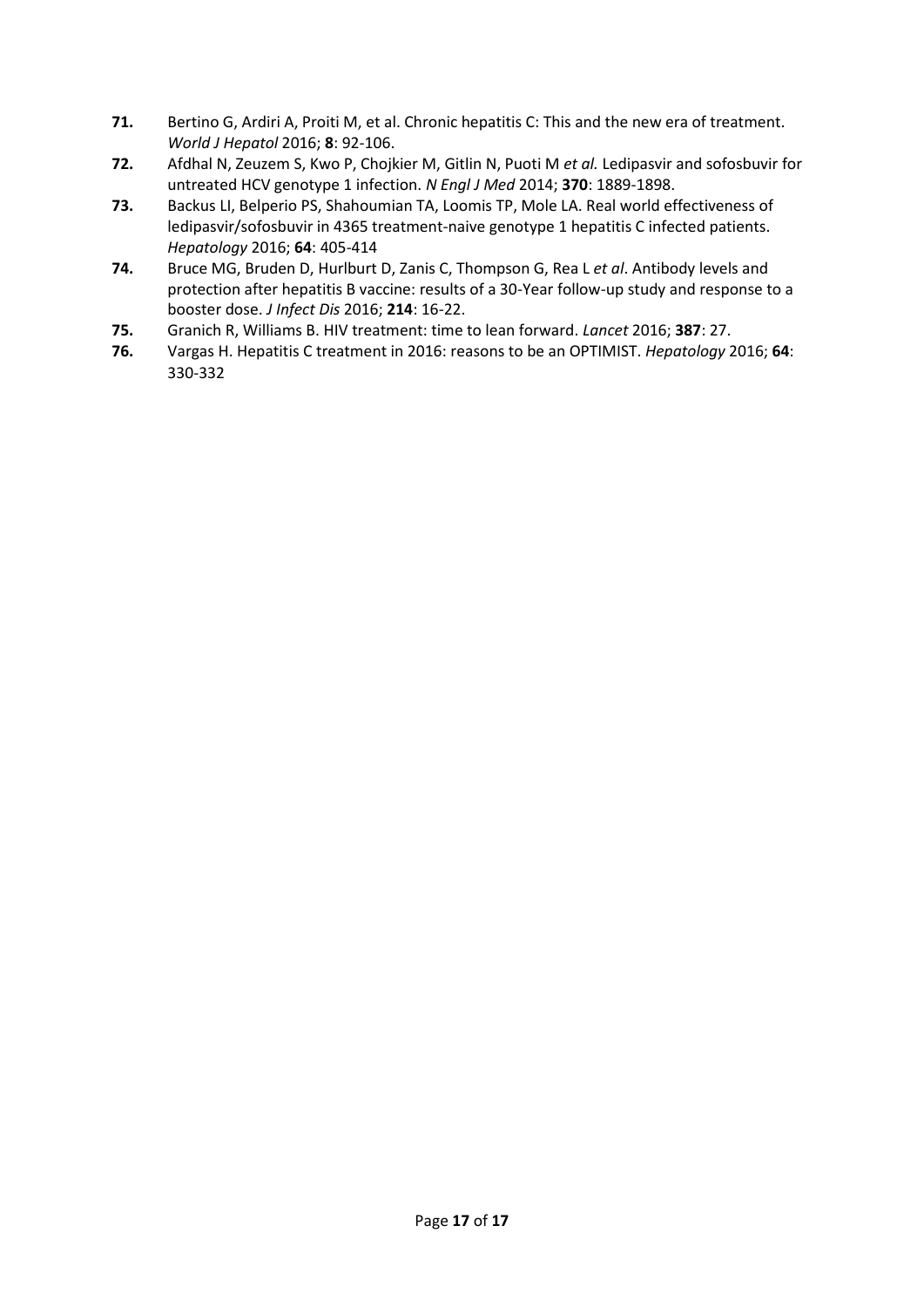**71.** Bertino G, Ardiri A, Proiti M, et al. Chronic hepatitis C: This and the new era of treatment. *World J Hepatol* 2016; **8**: 92-106.

**72.** Afdhal N, Zeuzem S, Kwo P, Chojkier M, Gitlin N, Puoti M *et al.* Ledipasvir and sofosbuvir for untreated HCV genotype 1 infection. *N Engl J Med* 2014; **370**: 1889-1898.

**73.** Backus LI, Belperio PS, Shahoumian TA, Loomis TP, Mole LA. Real world effectiveness of ledipasvir/sofosbuvir in 4365 treatment-naive genotype 1 hepatitis C infected patients. *Hepatology* 2016; **64**: 405-414

**74.** Bruce MG, Bruden D, Hurlburt D, Zanis C, Thompson G, Rea L *et al*. Antibody levels and protection after hepatitis B vaccine: results of a 30-Year follow-up study and response to a booster dose. *J Infect Dis* 2016; **214**: 16-22.

**75.** Granich R, Williams B. HIV treatment: time to lean forward. *Lancet* 2016; **387**: 27.

**76.** Vargas H. Hepatitis C treatment in 2016: reasons to be an OPTIMIST. *Hepatology* 2016; **64**: 330-332